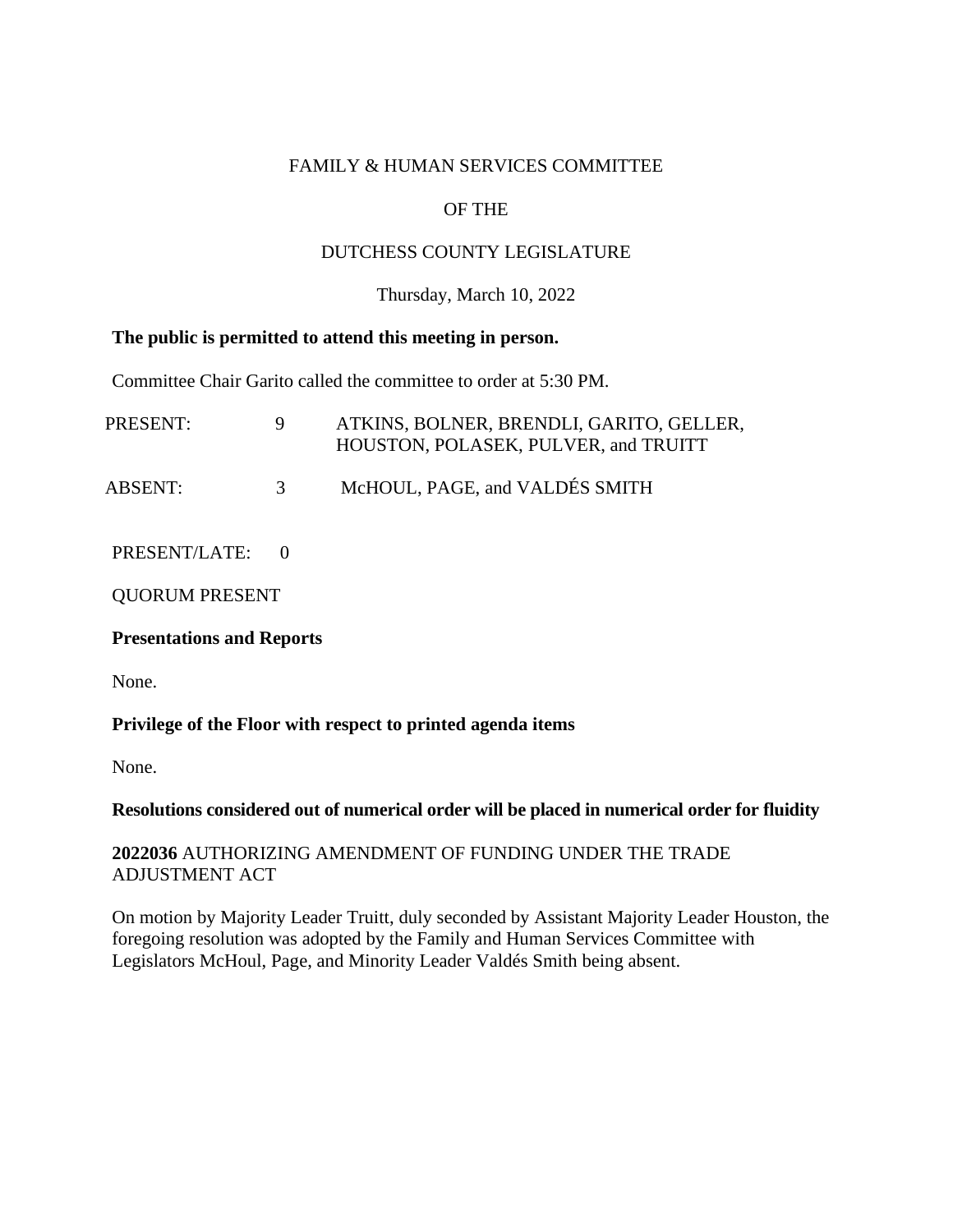FAMILY & HUMAN SERVICES COMMITTEE

OF THE

DUTCHESS COUNTY LEGISLATURE

Thursday, March 10, 2022

**The public is permitted to attend this meeting in person.**

Committee Chair Garito called the committee to order at 5:30 PM.

| | | |
|---|---|---|
| PRESENT: | 9 | ATKINS, BOLNER, BRENDLI, GARITO, GELLER, HOUSTON, POLASEK, PULVER, and TRUITT |
| ABSENT: | 3 | McHOUL, PAGE, and VALDÉS SMITH |

PRESENT/LATE: 0

QUORUM PRESENT

**Presentations and Reports**

None.

**Privilege of the Floor with respect to printed agenda items**

None.

**Resolutions considered out of numerical order will be placed in numerical order for fluidity**

**2022036** AUTHORIZING AMENDMENT OF FUNDING UNDER THE TRADE ADJUSTMENT ACT

On motion by Majority Leader Truitt, duly seconded by Assistant Majority Leader Houston, the foregoing resolution was adopted by the Family and Human Services Committee with Legislators McHoul, Page, and Minority Leader Valdés Smith being absent.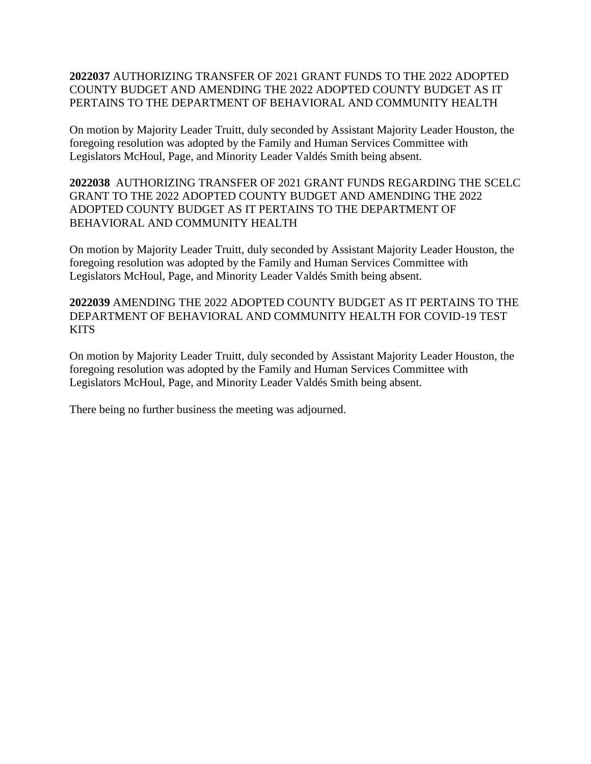**2022037** AUTHORIZING TRANSFER OF 2021 GRANT FUNDS TO THE 2022 ADOPTED COUNTY BUDGET AND AMENDING THE 2022 ADOPTED COUNTY BUDGET AS IT PERTAINS TO THE DEPARTMENT OF BEHAVIORAL AND COMMUNITY HEALTH

On motion by Majority Leader Truitt, duly seconded by Assistant Majority Leader Houston, the foregoing resolution was adopted by the Family and Human Services Committee with Legislators McHoul, Page, and Minority Leader Valdés Smith being absent.

**2022038** AUTHORIZING TRANSFER OF 2021 GRANT FUNDS REGARDING THE SCELC GRANT TO THE 2022 ADOPTED COUNTY BUDGET AND AMENDING THE 2022 ADOPTED COUNTY BUDGET AS IT PERTAINS TO THE DEPARTMENT OF BEHAVIORAL AND COMMUNITY HEALTH

On motion by Majority Leader Truitt, duly seconded by Assistant Majority Leader Houston, the foregoing resolution was adopted by the Family and Human Services Committee with Legislators McHoul, Page, and Minority Leader Valdés Smith being absent.

**2022039** AMENDING THE 2022 ADOPTED COUNTY BUDGET AS IT PERTAINS TO THE DEPARTMENT OF BEHAVIORAL AND COMMUNITY HEALTH FOR COVID-19 TEST KITS

On motion by Majority Leader Truitt, duly seconded by Assistant Majority Leader Houston, the foregoing resolution was adopted by the Family and Human Services Committee with Legislators McHoul, Page, and Minority Leader Valdés Smith being absent.

There being no further business the meeting was adjourned.